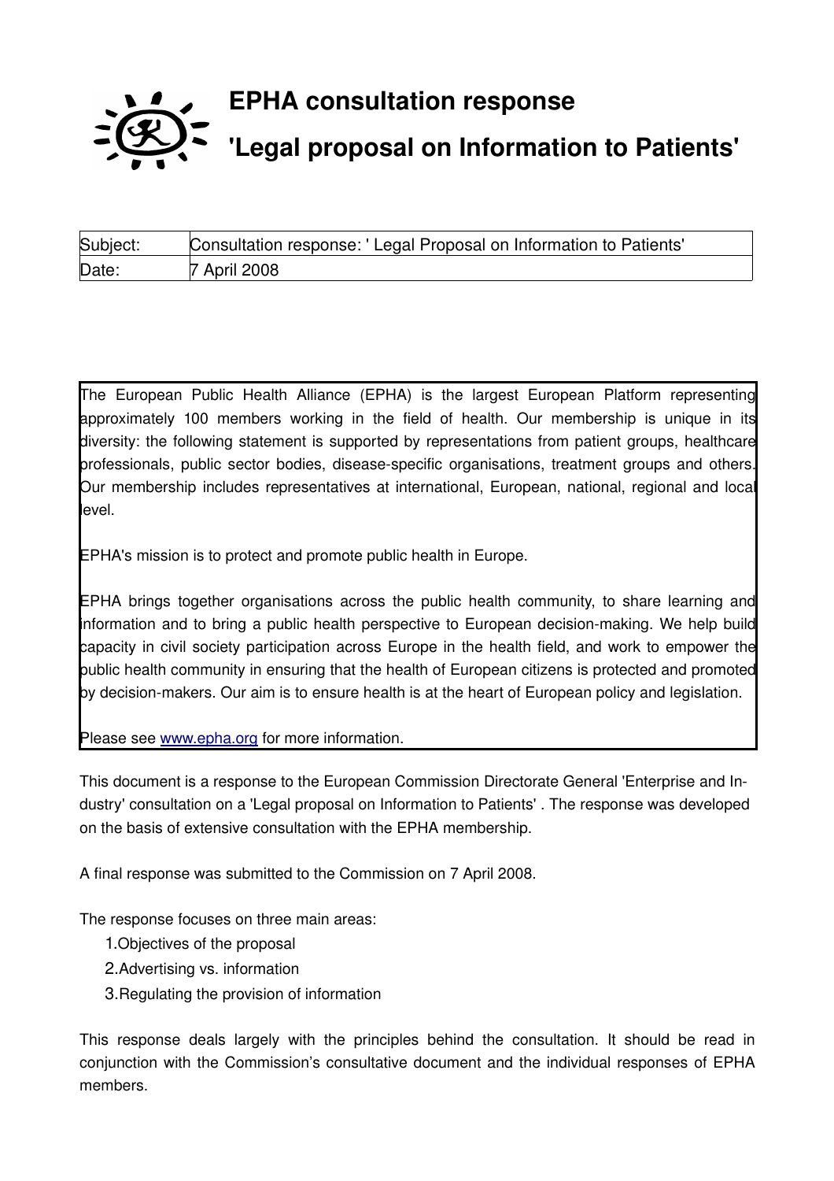# EPHA consultation response

# 'Legal proposal on Information to Patients'

| | |
|---|---|
| Subject: | Consultation response: ' Legal Proposal on Information to Patients' |
| Date: | 7 April 2008 |

The European Public Health Alliance (EPHA) is the largest European Platform representing approximately 100 members working in the field of health. Our membership is unique in its diversity: the following statement is supported by representations from patient groups, healthcare professionals, public sector bodies, disease-specific organisations, treatment groups and others. Our membership includes representatives at international, European, national, regional and local level.

EPHA's mission is to protect and promote public health in Europe.

EPHA brings together organisations across the public health community, to share learning and information and to bring a public health perspective to European decision-making. We help build capacity in civil society participation across Europe in the health field, and work to empower the public health community in ensuring that the health of European citizens is protected and promoted by decision-makers. Our aim is to ensure health is at the heart of European policy and legislation.

Please see www.epha.org for more information.

This document is a response to the European Commission Directorate General 'Enterprise and Industry' consultation on a 'Legal proposal on Information to Patients' . The response was developed on the basis of extensive consultation with the EPHA membership.

A final response was submitted to the Commission on 7 April 2008.

The response focuses on three main areas:

1. Objectives of the proposal
2. Advertising vs. information
3. Regulating the provision of information

This response deals largely with the principles behind the consultation. It should be read in conjunction with the Commission's consultative document and the individual responses of EPHA members.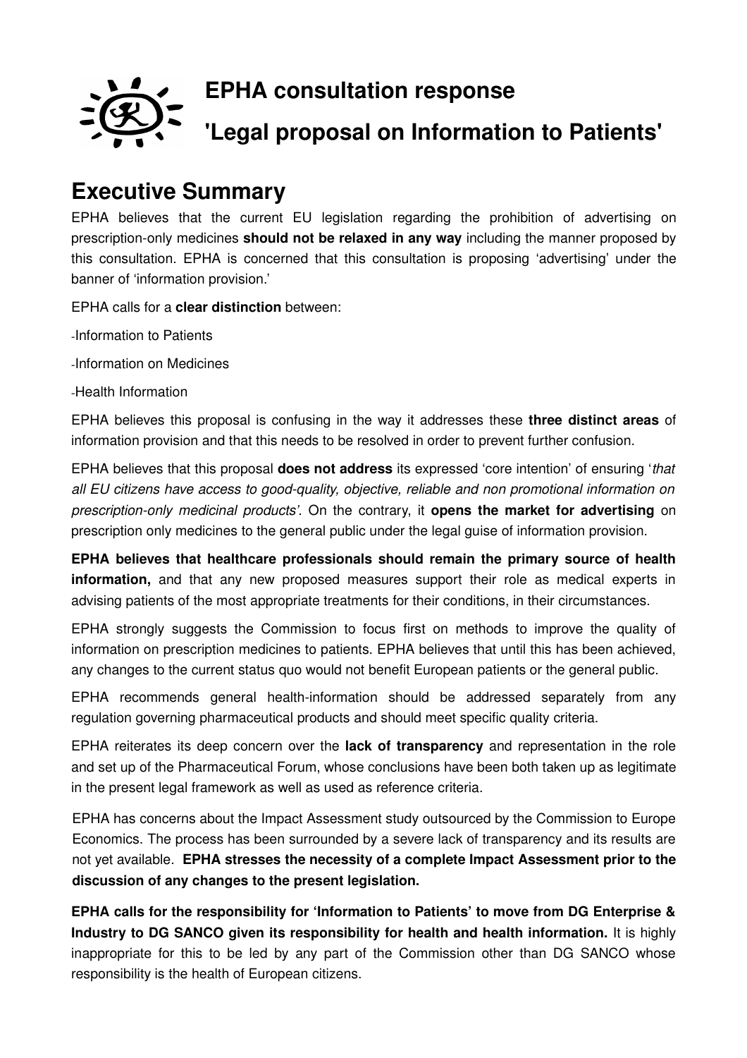# EPHA consultation response

# 'Legal proposal on Information to Patients'

## Executive Summary

EPHA believes that the current EU legislation regarding the prohibition of advertising on prescription-only medicines **should not be relaxed in any way** including the manner proposed by this consultation. EPHA is concerned that this consultation is proposing 'advertising' under the banner of 'information provision.'

EPHA calls for a **clear distinction** between:

-Information to Patients

-Information on Medicines

-Health Information

EPHA believes this proposal is confusing in the way it addresses these **three distinct areas** of information provision and that this needs to be resolved in order to prevent further confusion.

EPHA believes that this proposal **does not address** its expressed 'core intention' of ensuring '*that all EU citizens have access to good-quality, objective, reliable and non promotional information on prescription-only medicinal products'*. On the contrary, it **opens the market for advertising** on prescription only medicines to the general public under the legal guise of information provision.

**EPHA believes that healthcare professionals should remain the primary source of health information,** and that any new proposed measures support their role as medical experts in advising patients of the most appropriate treatments for their conditions, in their circumstances.

EPHA strongly suggests the Commission to focus first on methods to improve the quality of information on prescription medicines to patients. EPHA believes that until this has been achieved, any changes to the current status quo would not benefit European patients or the general public.

EPHA recommends general health-information should be addressed separately from any regulation governing pharmaceutical products and should meet specific quality criteria.

EPHA reiterates its deep concern over the **lack of transparency** and representation in the role and set up of the Pharmaceutical Forum, whose conclusions have been both taken up as legitimate in the present legal framework as well as used as reference criteria.

EPHA has concerns about the Impact Assessment study outsourced by the Commission to Europe Economics. The process has been surrounded by a severe lack of transparency and its results are not yet available. **EPHA stresses the necessity of a complete Impact Assessment prior to the discussion of any changes to the present legislation.**

**EPHA calls for the responsibility for 'Information to Patients' to move from DG Enterprise & Industry to DG SANCO given its responsibility for health and health information.** It is highly inappropriate for this to be led by any part of the Commission other than DG SANCO whose responsibility is the health of European citizens.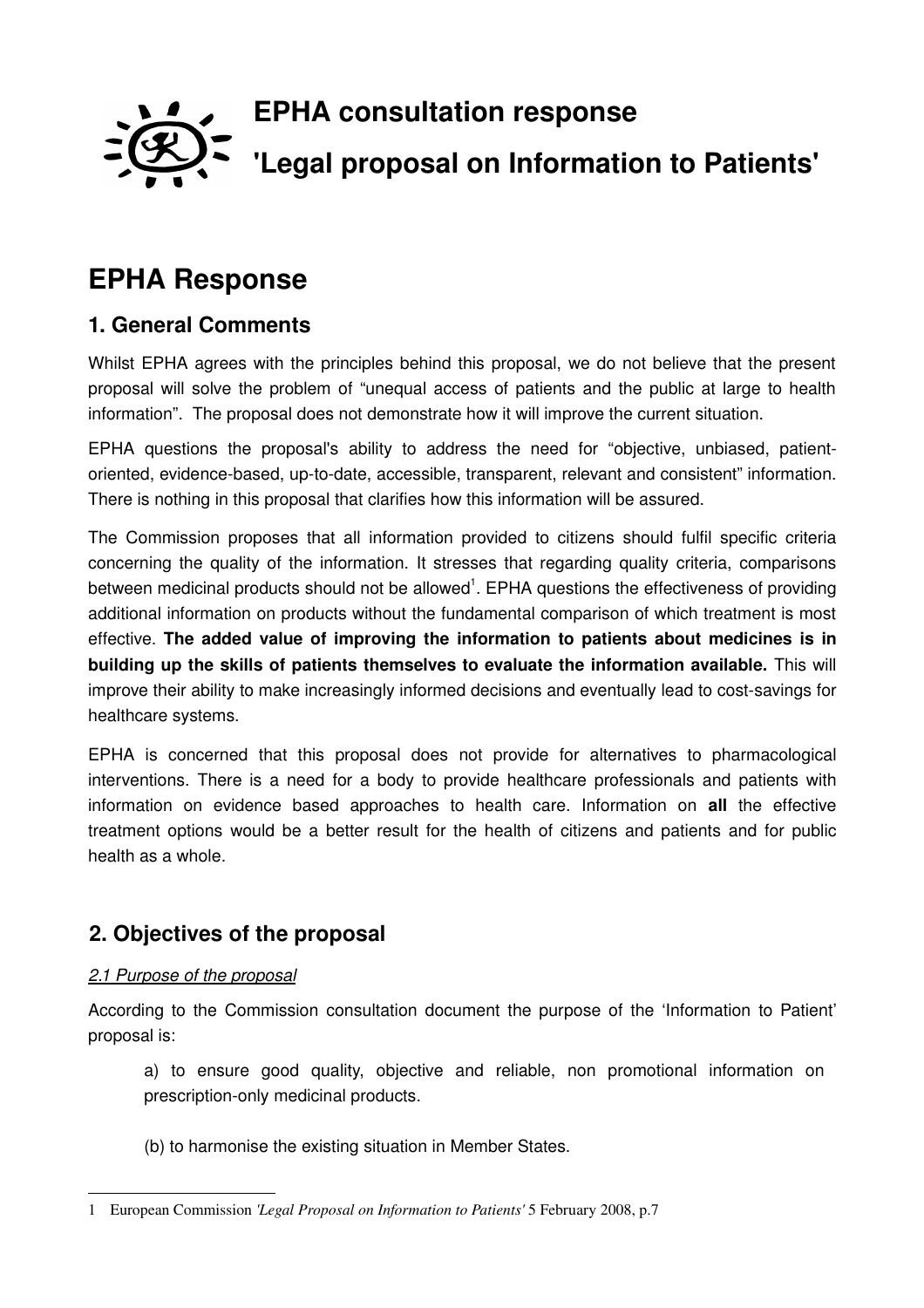# EPHA consultation response 'Legal proposal on Information to Patients'

# EPHA Response

## 1. General Comments

Whilst EPHA agrees with the principles behind this proposal, we do not believe that the present proposal will solve the problem of "unequal access of patients and the public at large to health information". The proposal does not demonstrate how it will improve the current situation.

EPHA questions the proposal's ability to address the need for "objective, unbiased, patient-oriented, evidence-based, up-to-date, accessible, transparent, relevant and consistent" information. There is nothing in this proposal that clarifies how this information will be assured.

The Commission proposes that all information provided to citizens should fulfil specific criteria concerning the quality of the information. It stresses that regarding quality criteria, comparisons between medicinal products should not be allowed[1]. EPHA questions the effectiveness of providing additional information on products without the fundamental comparison of which treatment is most effective. **The added value of improving the information to patients about medicines is in building up the skills of patients themselves to evaluate the information available.** This will improve their ability to make increasingly informed decisions and eventually lead to cost-savings for healthcare systems.

EPHA is concerned that this proposal does not provide for alternatives to pharmacological interventions. There is a need for a body to provide healthcare professionals and patients with information on evidence based approaches to health care. Information on **all** the effective treatment options would be a better result for the health of citizens and patients and for public health as a whole.

## 2. Objectives of the proposal

### *2.1 Purpose of the proposal*

According to the Commission consultation document the purpose of the 'Information to Patient' proposal is:

a) to ensure good quality, objective and reliable, non promotional information on prescription-only medicinal products.

(b) to harmonise the existing situation in Member States.

---

1 European Commission *'Legal Proposal on Information to Patients'* 5 February 2008, p.7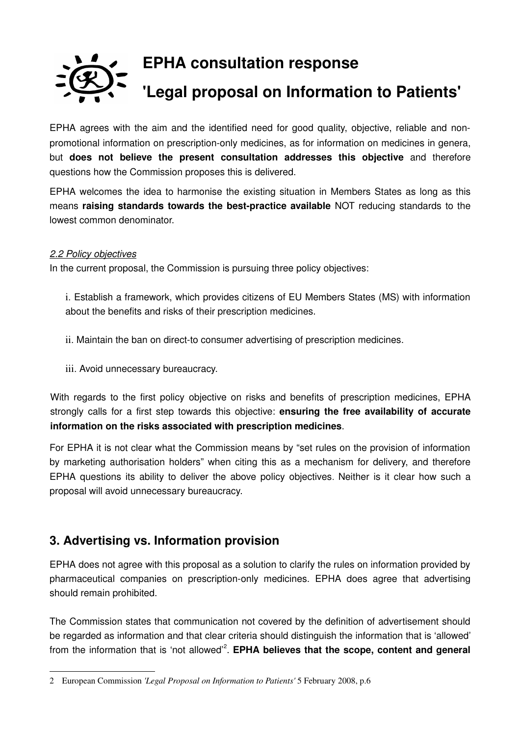# EPHA consultation response

# 'Legal proposal on Information to Patients'

EPHA agrees with the aim and the identified need for good quality, objective, reliable and non-promotional information on prescription-only medicines, as for information on medicines in genera, but **does not believe the present consultation addresses this objective** and therefore questions how the Commission proposes this is delivered.

EPHA welcomes the idea to harmonise the existing situation in Members States as long as this means **raising standards towards the best-practice available** NOT reducing standards to the lowest common denominator.

*2.2 Policy objectives*

In the current proposal, the Commission is pursuing three policy objectives:

i. Establish a framework, which provides citizens of EU Members States (MS) with information about the benefits and risks of their prescription medicines.

ii. Maintain the ban on direct-to consumer advertising of prescription medicines.

iii. Avoid unnecessary bureaucracy.

With regards to the first policy objective on risks and benefits of prescription medicines, EPHA strongly calls for a first step towards this objective: **ensuring the free availability of accurate information on the risks associated with prescription medicines**.

For EPHA it is not clear what the Commission means by "set rules on the provision of information by marketing authorisation holders" when citing this as a mechanism for delivery, and therefore EPHA questions its ability to deliver the above policy objectives. Neither is it clear how such a proposal will avoid unnecessary bureaucracy.

## 3. Advertising vs. Information provision

EPHA does not agree with this proposal as a solution to clarify the rules on information provided by pharmaceutical companies on prescription-only medicines. EPHA does agree that advertising should remain prohibited.

The Commission states that communication not covered by the definition of advertisement should be regarded as information and that clear criteria should distinguish the information that is 'allowed' from the information that is 'not allowed'[2]. **EPHA believes that the scope, content and general**

2 European Commission *'Legal Proposal on Information to Patients'* 5 February 2008, p.6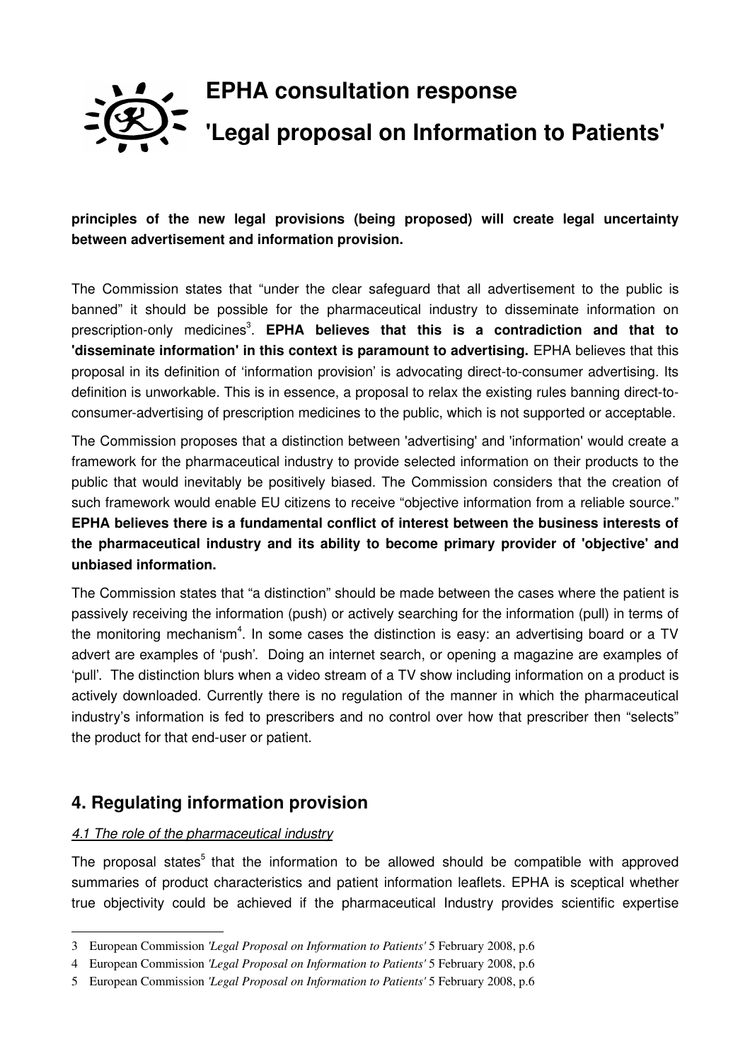**principles of the new legal provisions (being proposed) will create legal uncertainty between advertisement and information provision.**

The Commission states that "under the clear safeguard that all advertisement to the public is banned" it should be possible for the pharmaceutical industry to disseminate information on prescription-only medicines[3]. **EPHA believes that this is a contradiction and that to 'disseminate information' in this context is paramount to advertising.** EPHA believes that this proposal in its definition of 'information provision' is advocating direct-to-consumer advertising. Its definition is unworkable. This is in essence, a proposal to relax the existing rules banning direct-to-consumer-advertising of prescription medicines to the public, which is not supported or acceptable.

The Commission proposes that a distinction between 'advertising' and 'information' would create a framework for the pharmaceutical industry to provide selected information on their products to the public that would inevitably be positively biased. The Commission considers that the creation of such framework would enable EU citizens to receive "objective information from a reliable source." **EPHA believes there is a fundamental conflict of interest between the business interests of the pharmaceutical industry and its ability to become primary provider of 'objective' and unbiased information.**

The Commission states that "a distinction" should be made between the cases where the patient is passively receiving the information (push) or actively searching for the information (pull) in terms of the monitoring mechanism[4]. In some cases the distinction is easy: an advertising board or a TV advert are examples of 'push'. Doing an internet search, or opening a magazine are examples of 'pull'. The distinction blurs when a video stream of a TV show including information on a product is actively downloaded. Currently there is no regulation of the manner in which the pharmaceutical industry's information is fed to prescribers and no control over how that prescriber then "selects" the product for that end-user or patient.

## 4. Regulating information provision

*4.1 The role of the pharmaceutical industry*

The proposal states[5] that the information to be allowed should be compatible with approved summaries of product characteristics and patient information leaflets. EPHA is sceptical whether true objectivity could be achieved if the pharmaceutical Industry provides scientific expertise

---

3 European Commission *'Legal Proposal on Information to Patients'* 5 February 2008, p.6

4 European Commission *'Legal Proposal on Information to Patients'* 5 February 2008, p.6

5 European Commission *'Legal Proposal on Information to Patients'* 5 February 2008, p.6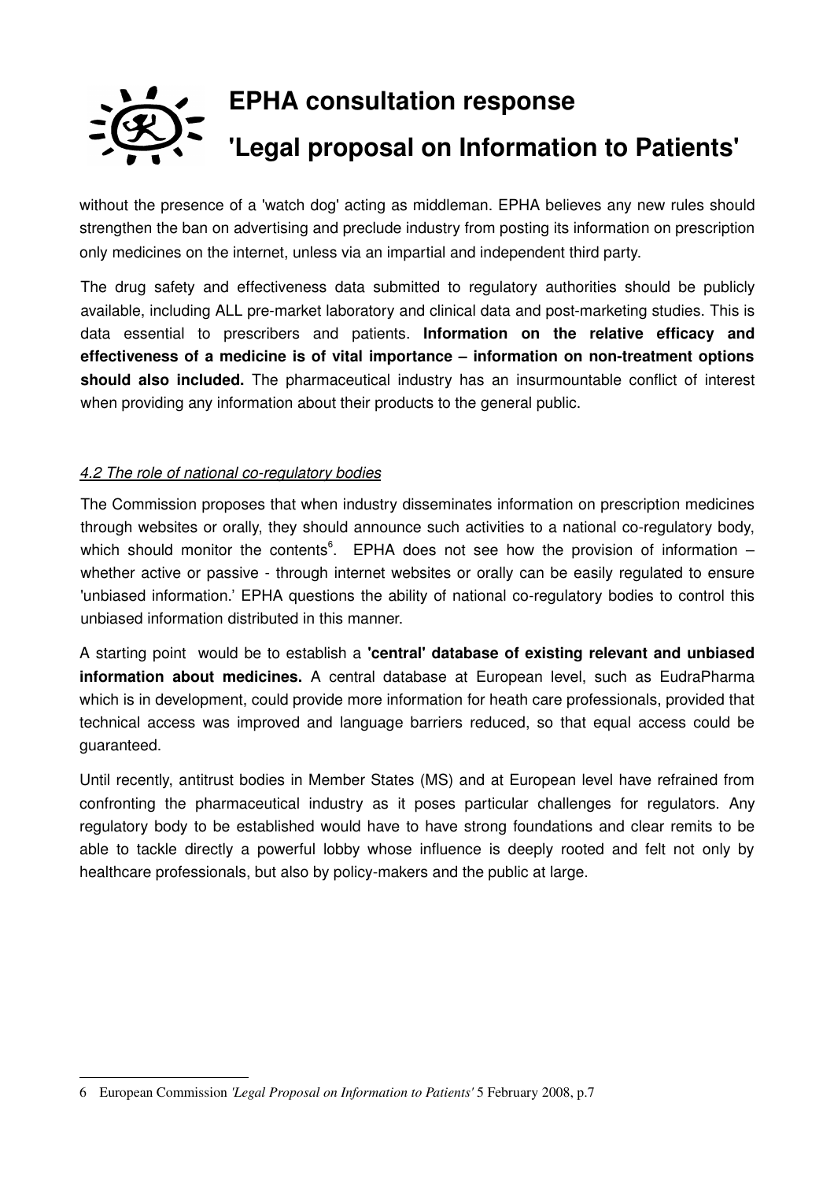without the presence of a 'watch dog' acting as middleman. EPHA believes any new rules should strengthen the ban on advertising and preclude industry from posting its information on prescription only medicines on the internet, unless via an impartial and independent third party.

The drug safety and effectiveness data submitted to regulatory authorities should be publicly available, including ALL pre-market laboratory and clinical data and post-marketing studies. This is data essential to prescribers and patients. **Information on the relative efficacy and effectiveness of a medicine is of vital importance – information on non-treatment options should also included.** The pharmaceutical industry has an insurmountable conflict of interest when providing any information about their products to the general public.

*4.2 The role of national co-regulatory bodies*

The Commission proposes that when industry disseminates information on prescription medicines through websites or orally, they should announce such activities to a national co-regulatory body, which should monitor the contents[6]. EPHA does not see how the provision of information – whether active or passive - through internet websites or orally can be easily regulated to ensure 'unbiased information.' EPHA questions the ability of national co-regulatory bodies to control this unbiased information distributed in this manner.

A starting point would be to establish a **'central' database of existing relevant and unbiased information about medicines.** A central database at European level, such as EudraPharma which is in development, could provide more information for heath care professionals, provided that technical access was improved and language barriers reduced, so that equal access could be guaranteed.

Until recently, antitrust bodies in Member States (MS) and at European level have refrained from confronting the pharmaceutical industry as it poses particular challenges for regulators. Any regulatory body to be established would have to have strong foundations and clear remits to be able to tackle directly a powerful lobby whose influence is deeply rooted and felt not only by healthcare professionals, but also by policy-makers and the public at large.

---

6 European Commission *'Legal Proposal on Information to Patients'* 5 February 2008, p.7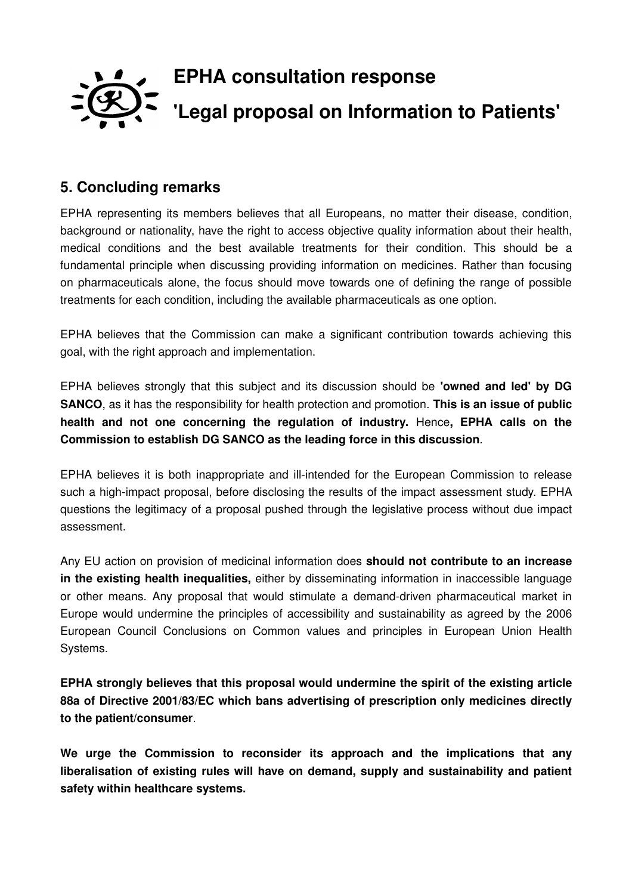# EPHA consultation response 'Legal proposal on Information to Patients'

## 5. Concluding remarks

EPHA representing its members believes that all Europeans, no matter their disease, condition, background or nationality, have the right to access objective quality information about their health, medical conditions and the best available treatments for their condition. This should be a fundamental principle when discussing providing information on medicines. Rather than focusing on pharmaceuticals alone, the focus should move towards one of defining the range of possible treatments for each condition, including the available pharmaceuticals as one option.

EPHA believes that the Commission can make a significant contribution towards achieving this goal, with the right approach and implementation.

EPHA believes strongly that this subject and its discussion should be **'owned and led' by DG SANCO**, as it has the responsibility for health protection and promotion. **This is an issue of public health and not one concerning the regulation of industry.** Hence**, EPHA calls on the Commission to establish DG SANCO as the leading force in this discussion**.

EPHA believes it is both inappropriate and ill-intended for the European Commission to release such a high-impact proposal, before disclosing the results of the impact assessment study. EPHA questions the legitimacy of a proposal pushed through the legislative process without due impact assessment.

Any EU action on provision of medicinal information does **should not contribute to an increase in the existing health inequalities,** either by disseminating information in inaccessible language or other means. Any proposal that would stimulate a demand-driven pharmaceutical market in Europe would undermine the principles of accessibility and sustainability as agreed by the 2006 European Council Conclusions on Common values and principles in European Union Health Systems.

**EPHA strongly believes that this proposal would undermine the spirit of the existing article 88a of Directive 2001/83/EC which bans advertising of prescription only medicines directly to the patient/consumer**.

**We urge the Commission to reconsider its approach and the implications that any liberalisation of existing rules will have on demand, supply and sustainability and patient safety within healthcare systems.**